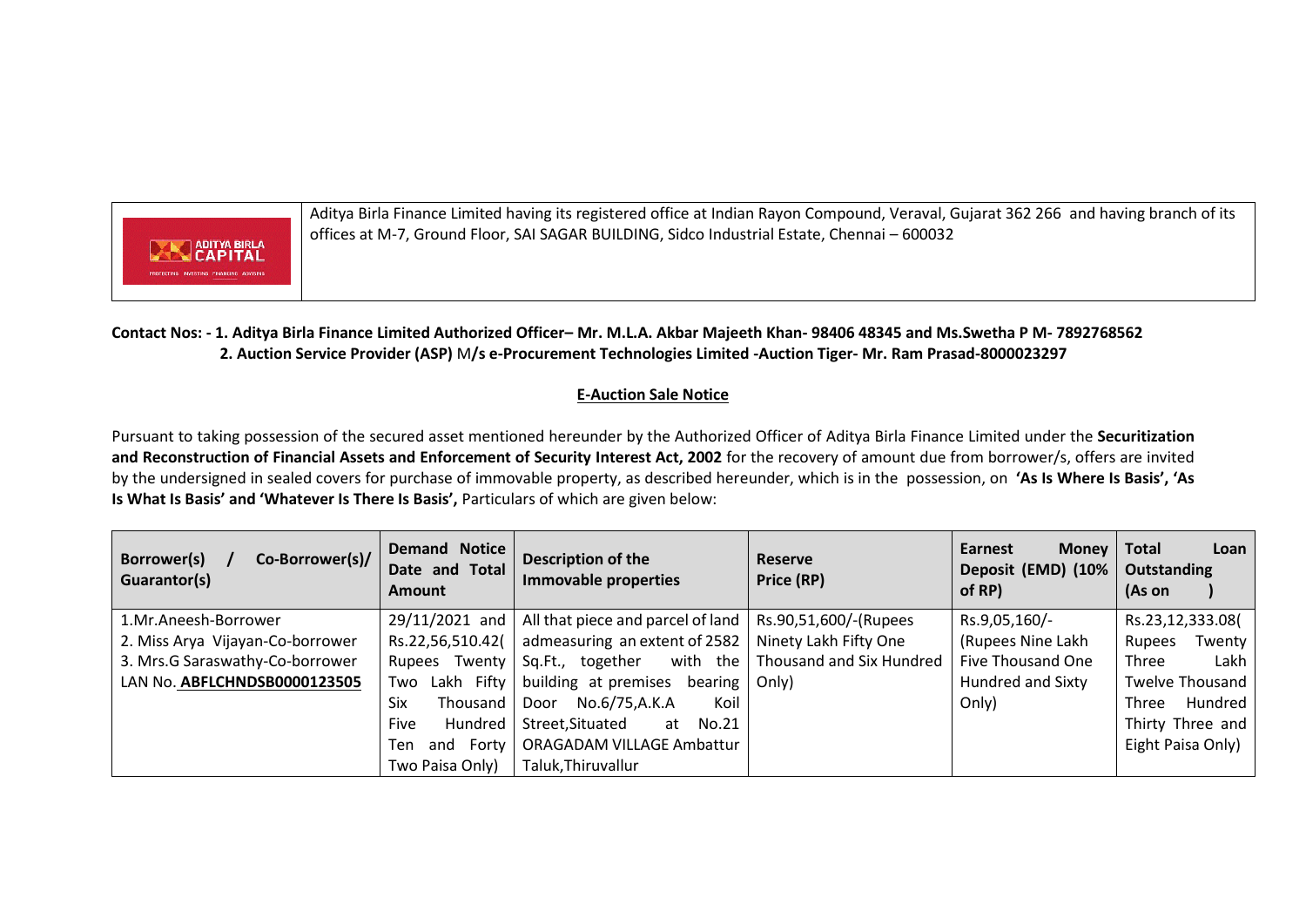| ADITYA BIRLA CAPITAL | Aditya Birla Finance Limited having its registered office at Indian Rayon Compound, Veraval, Gujarat 362 266 and having branch of its offices at M-7, Ground Floor, SAI SAGAR BUILDING, Sidco Industrial Estate, Chennai – 600032 |
|---|---|

**Contact Nos: - 1. Aditya Birla Finance Limited Authorized Officer– Mr. M.L.A. Akbar Majeeth Khan- 98406 48345 and Ms.Swetha P M- 7892768562**
**2. Auction Service Provider (ASP)** M**/s e-Procurement Technologies Limited -Auction Tiger- Mr. Ram Prasad-8000023297**

## E-Auction Sale Notice

Pursuant to taking possession of the secured asset mentioned hereunder by the Authorized Officer of Aditya Birla Finance Limited under the **Securitization and Reconstruction of Financial Assets and Enforcement of Security Interest Act, 2002** for the recovery of amount due from borrower/s, offers are invited by the undersigned in sealed covers for purchase of immovable property, as described hereunder, which is in the possession, on **'As Is Where Is Basis', 'As Is What Is Basis' and 'Whatever Is There Is Basis',** Particulars of which are given below:

| Borrower(s) / Co-Borrower(s)/ Guarantor(s) | Demand Notice Date and Total Amount | Description of the Immovable properties | Reserve Price (RP) | Earnest Money Deposit (EMD) (10% of RP) | Total Loan Outstanding (As on ) |
|---|---|---|---|---|---|
| 1.Mr.Aneesh-Borrower<br>2. Miss Arya Vijayan-Co-borrower<br>3. Mrs.G Saraswathy-Co-borrower<br>LAN No. **ABFLCHNDSB0000123505** | 29/11/2021 and Rs.22,56,510.42( Rupees Twenty Two Lakh Fifty Six Thousand Five Hundred Ten and Forty Two Paisa Only) | All that piece and parcel of land admeasuring an extent of 2582 Sq.Ft., together with the building at premises bearing Door No.6/75,A.K.A Koil Street,Situated at No.21 ORAGADAM VILLAGE Ambattur Taluk,Thiruvallur | Rs.90,51,600/-(Rupees Ninety Lakh Fifty One Thousand and Six Hundred Only) | Rs.9,05,160/- (Rupees Nine Lakh Five Thousand One Hundred and Sixty Only) | Rs.23,12,333.08( Rupees Twenty Three Lakh Twelve Thousand Three Hundred Thirty Three and Eight Paisa Only) |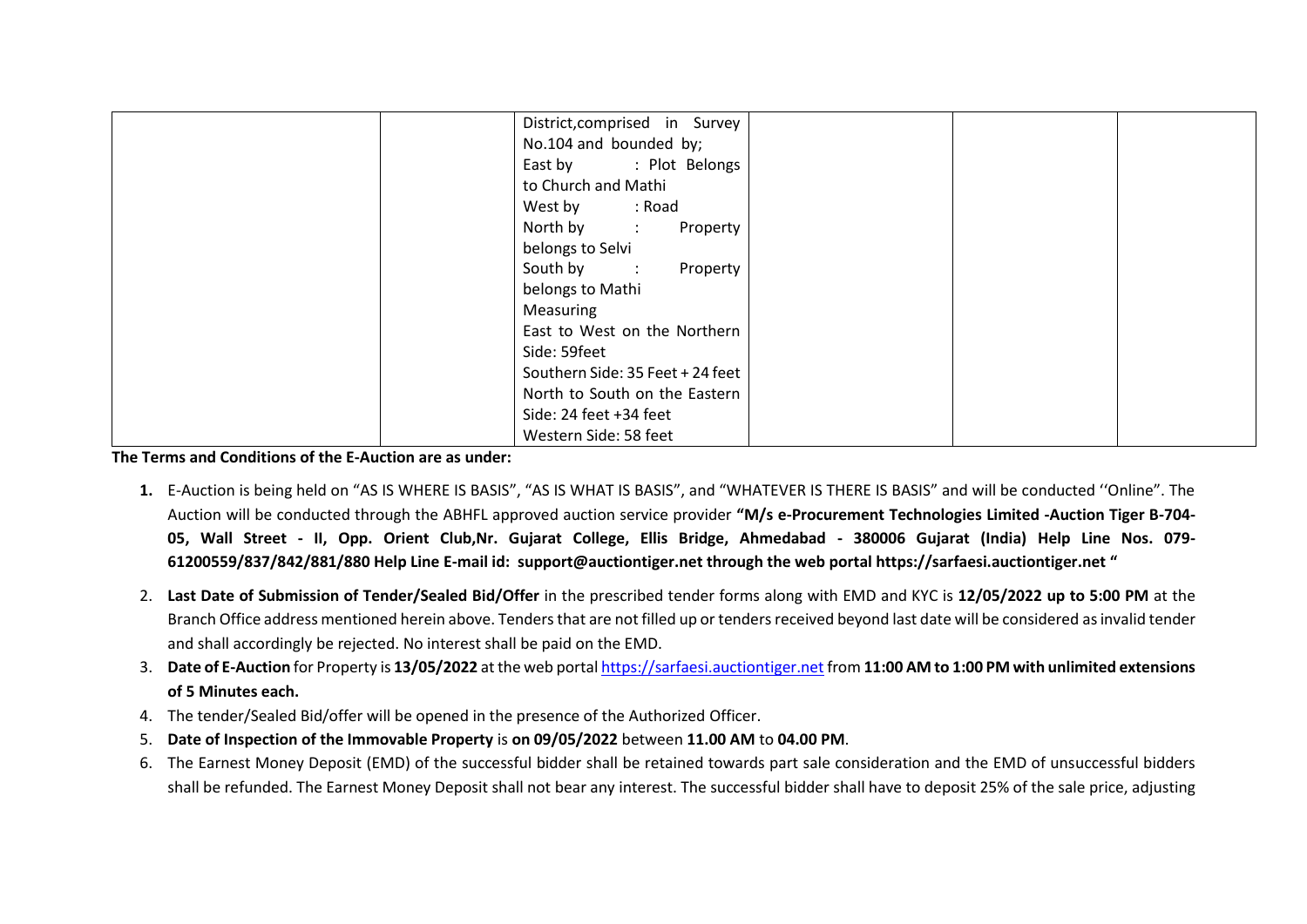| | | District,comprised in Survey No.104 and bounded by;<br>East by : Plot Belongs to Church and Mathi<br>West by : Road<br>North by : Property belongs to Selvi<br>South by : Property belongs to Mathi<br>Measuring<br>East to West on the Northern Side: 59feet<br>Southern Side: 35 Feet + 24 feet<br>North to South on the Eastern Side: 24 feet +34 feet<br>Western Side: 58 feet | | | |
|---|---|---|---|---|---|

**The Terms and Conditions of the E-Auction are as under:**

1. E-Auction is being held on "AS IS WHERE IS BASIS", "AS IS WHAT IS BASIS", and "WHATEVER IS THERE IS BASIS" and will be conducted ''Online". The Auction will be conducted through the ABHFL approved auction service provider **"M/s e-Procurement Technologies Limited -Auction Tiger B-704-05, Wall Street - II, Opp. Orient Club,Nr. Gujarat College, Ellis Bridge, Ahmedabad - 380006 Gujarat (India) Help Line Nos. 079-61200559/837/842/881/880 Help Line E-mail id: support@auctiontiger.net through the web portal https://sarfaesi.auctiontiger.net "**
2. **Last Date of Submission of Tender/Sealed Bid/Offer** in the prescribed tender forms along with EMD and KYC is **12/05/2022 up to 5:00 PM** at the Branch Office address mentioned herein above. Tenders that are not filled up or tenders received beyond last date will be considered as invalid tender and shall accordingly be rejected. No interest shall be paid on the EMD.
3. **Date of E-Auction** for Property is **13/05/2022** at the web portal https://sarfaesi.auctiontiger.net from **11:00 AM to 1:00 PM with unlimited extensions of 5 Minutes each.**
4. The tender/Sealed Bid/offer will be opened in the presence of the Authorized Officer.
5. **Date of Inspection of the Immovable Property** is **on 09/05/2022** between **11.00 AM** to **04.00 PM**.
6. The Earnest Money Deposit (EMD) of the successful bidder shall be retained towards part sale consideration and the EMD of unsuccessful bidders shall be refunded. The Earnest Money Deposit shall not bear any interest. The successful bidder shall have to deposit 25% of the sale price, adjusting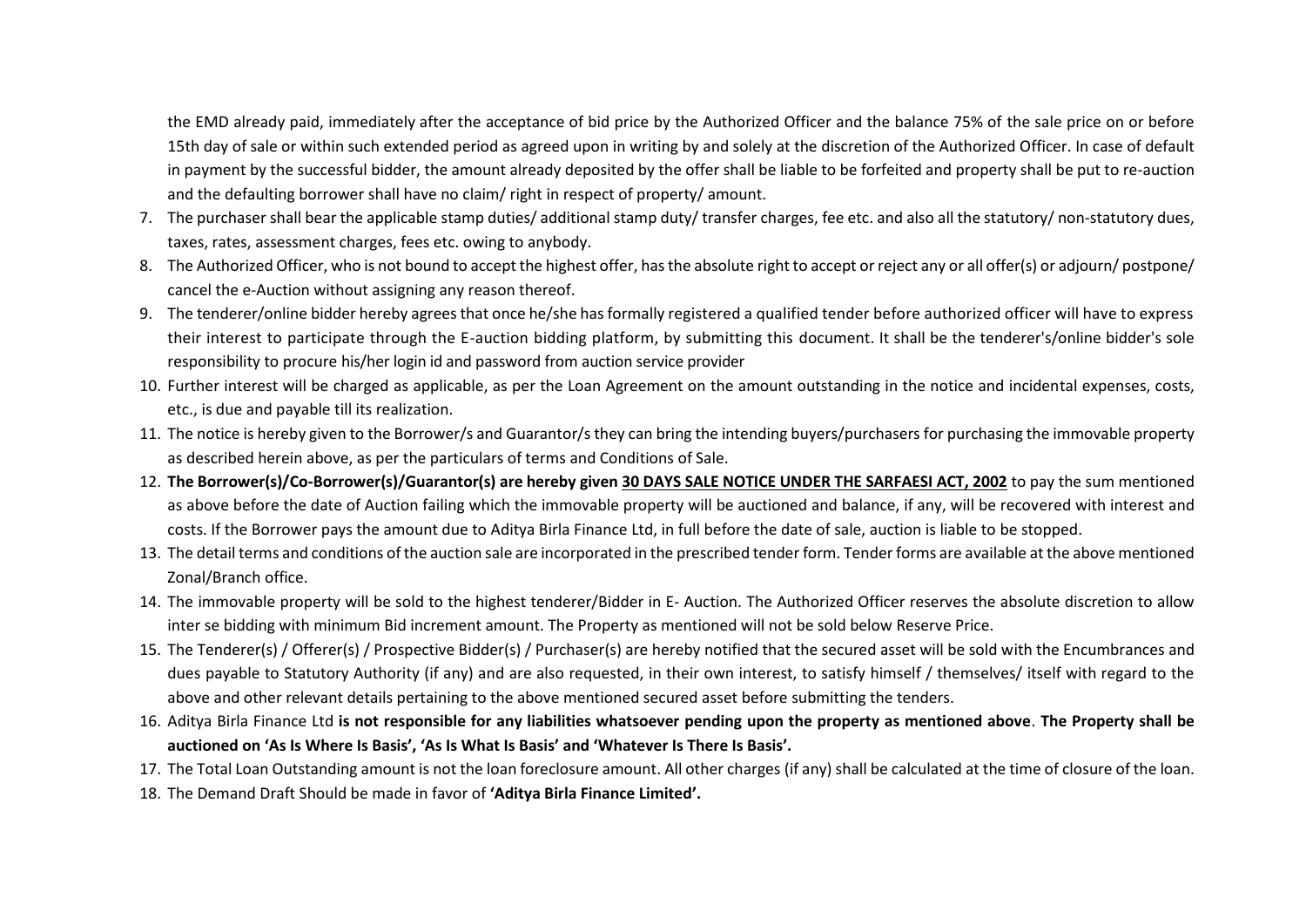the EMD already paid, immediately after the acceptance of bid price by the Authorized Officer and the balance 75% of the sale price on or before 15th day of sale or within such extended period as agreed upon in writing by and solely at the discretion of the Authorized Officer. In case of default in payment by the successful bidder, the amount already deposited by the offer shall be liable to be forfeited and property shall be put to re-auction and the defaulting borrower shall have no claim/ right in respect of property/ amount.

7. The purchaser shall bear the applicable stamp duties/ additional stamp duty/ transfer charges, fee etc. and also all the statutory/ non-statutory dues, taxes, rates, assessment charges, fees etc. owing to anybody.
8. The Authorized Officer, who is not bound to accept the highest offer, has the absolute right to accept or reject any or all offer(s) or adjourn/ postpone/ cancel the e-Auction without assigning any reason thereof.
9. The tenderer/online bidder hereby agrees that once he/she has formally registered a qualified tender before authorized officer will have to express their interest to participate through the E-auction bidding platform, by submitting this document. It shall be the tenderer's/online bidder's sole responsibility to procure his/her login id and password from auction service provider
10. Further interest will be charged as applicable, as per the Loan Agreement on the amount outstanding in the notice and incidental expenses, costs, etc., is due and payable till its realization.
11. The notice is hereby given to the Borrower/s and Guarantor/s they can bring the intending buyers/purchasers for purchasing the immovable property as described herein above, as per the particulars of terms and Conditions of Sale.
12. **The Borrower(s)/Co-Borrower(s)/Guarantor(s) are hereby given <u>30 DAYS SALE NOTICE UNDER THE SARFAESI ACT, 2002</u>** to pay the sum mentioned as above before the date of Auction failing which the immovable property will be auctioned and balance, if any, will be recovered with interest and costs. If the Borrower pays the amount due to Aditya Birla Finance Ltd, in full before the date of sale, auction is liable to be stopped.
13. The detail terms and conditions of the auction sale are incorporated in the prescribed tender form. Tender forms are available at the above mentioned Zonal/Branch office.
14. The immovable property will be sold to the highest tenderer/Bidder in E- Auction. The Authorized Officer reserves the absolute discretion to allow inter se bidding with minimum Bid increment amount. The Property as mentioned will not be sold below Reserve Price.
15. The Tenderer(s) / Offerer(s) / Prospective Bidder(s) / Purchaser(s) are hereby notified that the secured asset will be sold with the Encumbrances and dues payable to Statutory Authority (if any) and are also requested, in their own interest, to satisfy himself / themselves/ itself with regard to the above and other relevant details pertaining to the above mentioned secured asset before submitting the tenders.
16. Aditya Birla Finance Ltd **is not responsible for any liabilities whatsoever pending upon the property as mentioned above**. **The Property shall be auctioned on 'As Is Where Is Basis', 'As Is What Is Basis' and 'Whatever Is There Is Basis'.**
17. The Total Loan Outstanding amount is not the loan foreclosure amount. All other charges (if any) shall be calculated at the time of closure of the loan.
18. The Demand Draft Should be made in favor of **'Aditya Birla Finance Limited'.**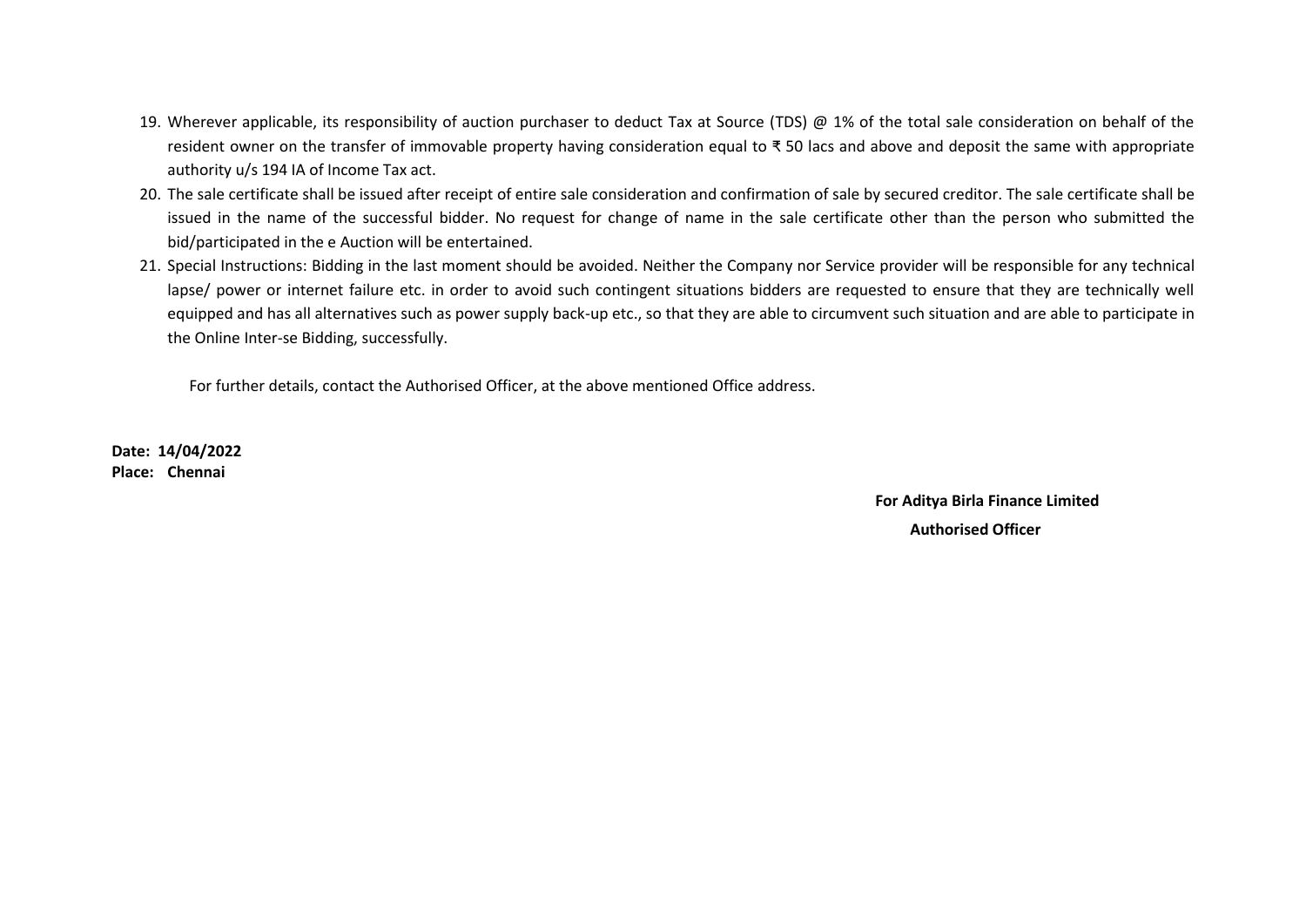19. Wherever applicable, its responsibility of auction purchaser to deduct Tax at Source (TDS) @ 1% of the total sale consideration on behalf of the resident owner on the transfer of immovable property having consideration equal to ₹ 50 lacs and above and deposit the same with appropriate authority u/s 194 IA of Income Tax act.
20. The sale certificate shall be issued after receipt of entire sale consideration and confirmation of sale by secured creditor. The sale certificate shall be issued in the name of the successful bidder. No request for change of name in the sale certificate other than the person who submitted the bid/participated in the e Auction will be entertained.
21. Special Instructions: Bidding in the last moment should be avoided. Neither the Company nor Service provider will be responsible for any technical lapse/ power or internet failure etc. in order to avoid such contingent situations bidders are requested to ensure that they are technically well equipped and has all alternatives such as power supply back-up etc., so that they are able to circumvent such situation and are able to participate in the Online Inter-se Bidding, successfully.

For further details, contact the Authorised Officer, at the above mentioned Office address.

**Date: 14/04/2022**
**Place: Chennai**

**For Aditya Birla Finance Limited**
**Authorised Officer**